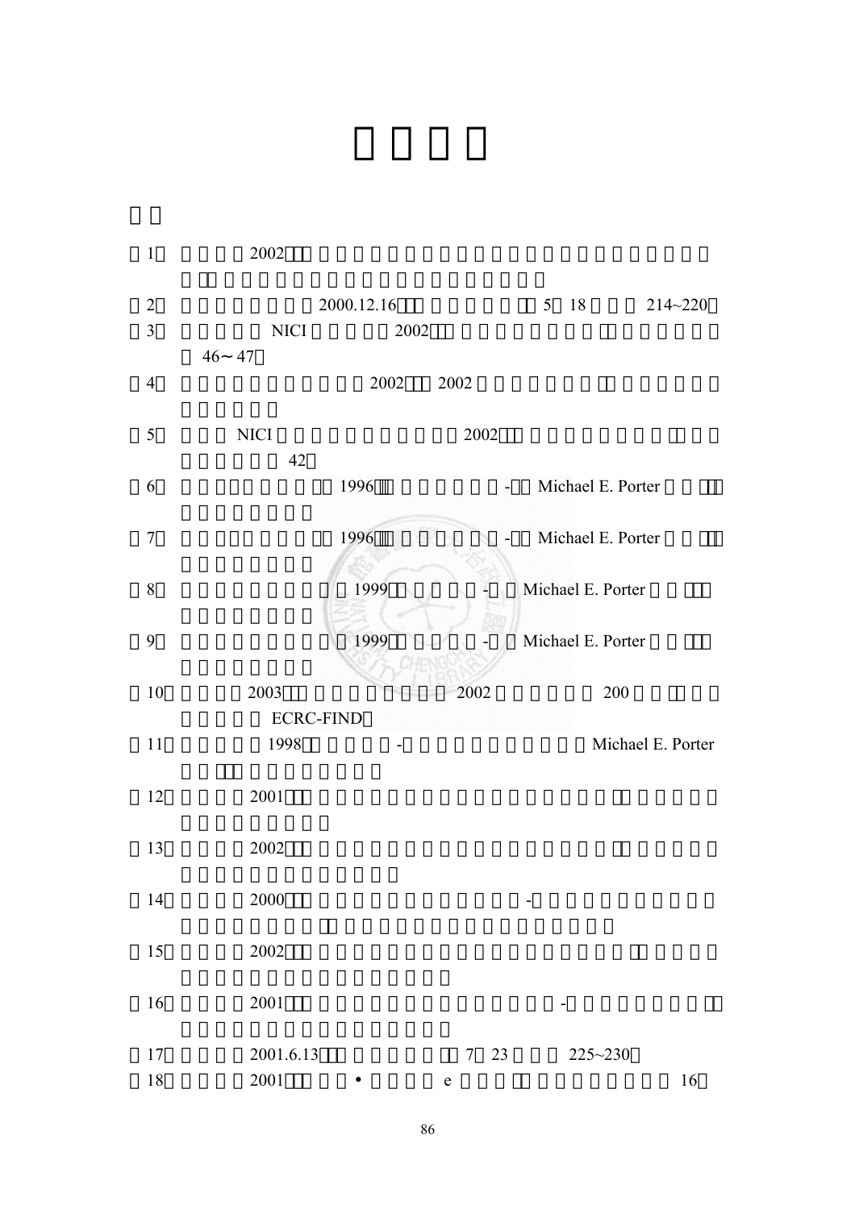1 2002

2 2000.12.16 5 18 214~220

3 NICI 2002

46～47

4 2002 2002

5 NICI 2002

42

6 1996 - Michael E. Porter

7 1996 - Michael E. Porter

8 1999 - Michael E. Porter

9 1999 - Michael E. Porter

10 2003 2002 200

ECRC-FIND

11 1998 - Michael E. Porter

12 2001

13 2002

14 2000 -

15 2002

16 2001 -

17 2001.6.13 7 23 225~230

18 2001 • e 16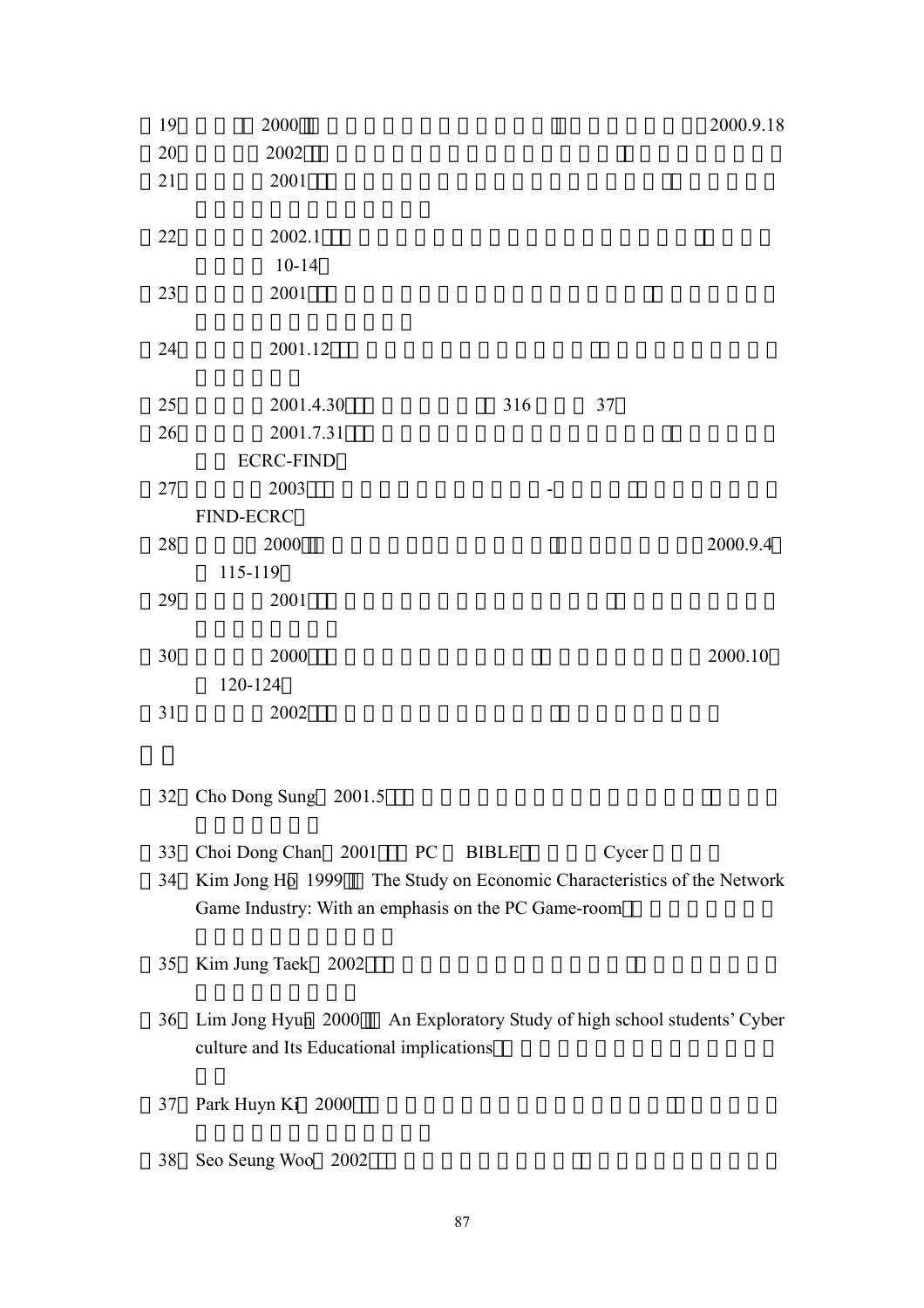19 2000 2000.9.18

20 2002

21 2001

22 2002.1
10-14

23 2001

24 2001.12

25 2001.4.30 316 37

26 2001.7.31
ECRC-FIND

27 2003 -
FIND-ECRC

28 2000 2000.9.4
115-119

29 2001

30 2000 2000.10
120-124

31 2002

32 Cho Dong Sung 2001.5

33 Choi Dong Chan 2001 PC BIBLE Cycer

34 Kim Jong Ho 1999 The Study on Economic Characteristics of the Network Game Industry: With an emphasis on the PC Game-room

35 Kim Jung Taek 2002

36 Lim Jong Hyun 2000 An Exploratory Study of high school students' Cyber culture and Its Educational implications

37 Park Huyn Ki 2000

38 Seo Seung Woo 2002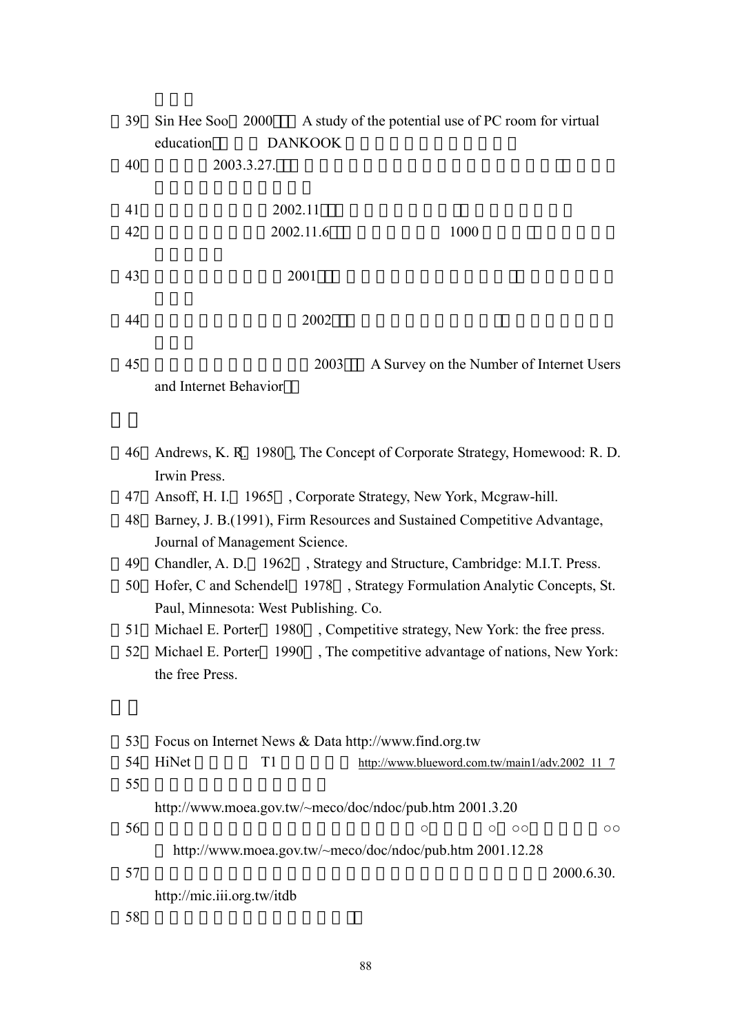（39）Sin Hee Soo（2000），A study of the potential use of PC room for virtual education，DANKOOK

（40）2003.3.27.

（41）2002.11

（42）2002.11.6 1000

（43）2001

（44）2002

（45）2003，A Survey on the Number of Internet Users and Internet Behavior

（46）Andrews, K. R.（1980）, The Concept of Corporate Strategy, Homewood: R. D. Irwin Press.

（47）Ansoff, H. I.（1965）, Corporate Strategy, New York, Mcgraw-hill.

（48）Barney, J. B.(1991), Firm Resources and Sustained Competitive Advantage, Journal of Management Science.

（49）Chandler, A. D.（1962）, Strategy and Structure, Cambridge: M.I.T. Press.

（50）Hofer, C and Schendel（1978）, Strategy Formulation Analytic Concepts, St. Paul, Minnesota: West Publishing. Co.

（51）Michael E. Porter（1980）, Competitive strategy, New York: the free press.

（52）Michael E. Porter（1990）, The competitive advantage of nations, New York: the free Press.

（53）Focus on Internet News & Data http://www.find.org.tw

（54）HiNet T1 http://www.blueword.com.tw/main1/adv.2002_11_7

（55）http://www.moea.gov.tw/~meco/doc/ndoc/pub.htm 2001.3.20

（56）http://www.moea.gov.tw/~meco/doc/ndoc/pub.htm 2001.12.28

（57）2000.6.30. http://mic.iii.org.tw/itdb

（58）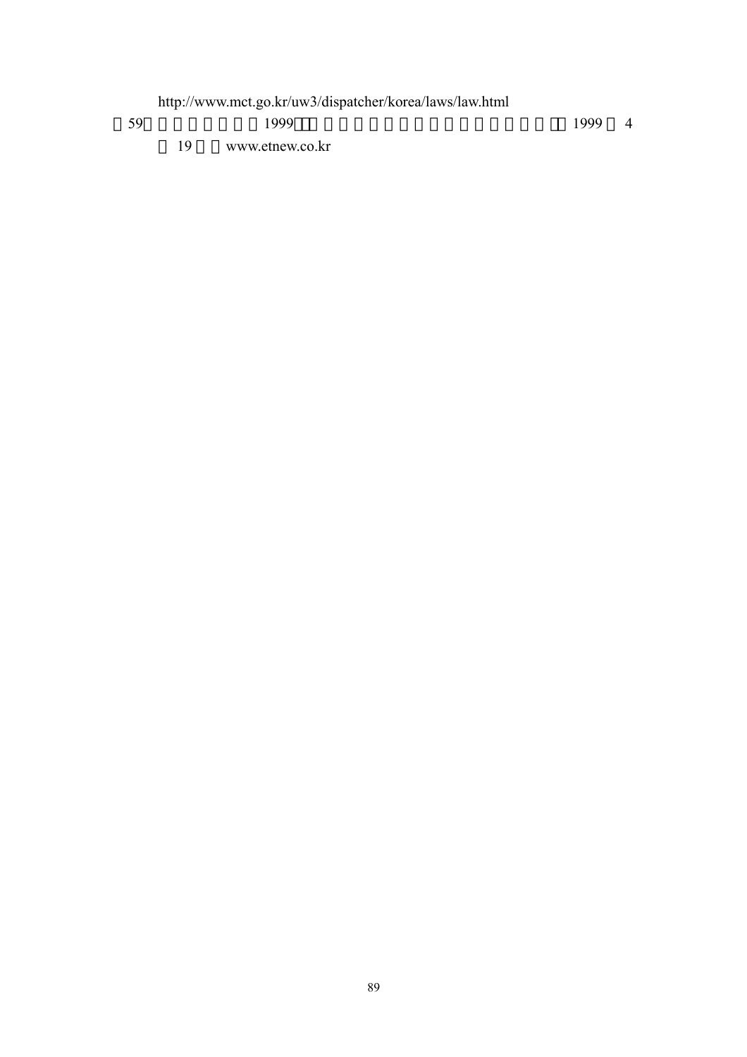http://www.mct.go.kr/uw3/dispatcher/korea/laws/law.html

59 1999 1999 4

19 www.etnew.co.kr